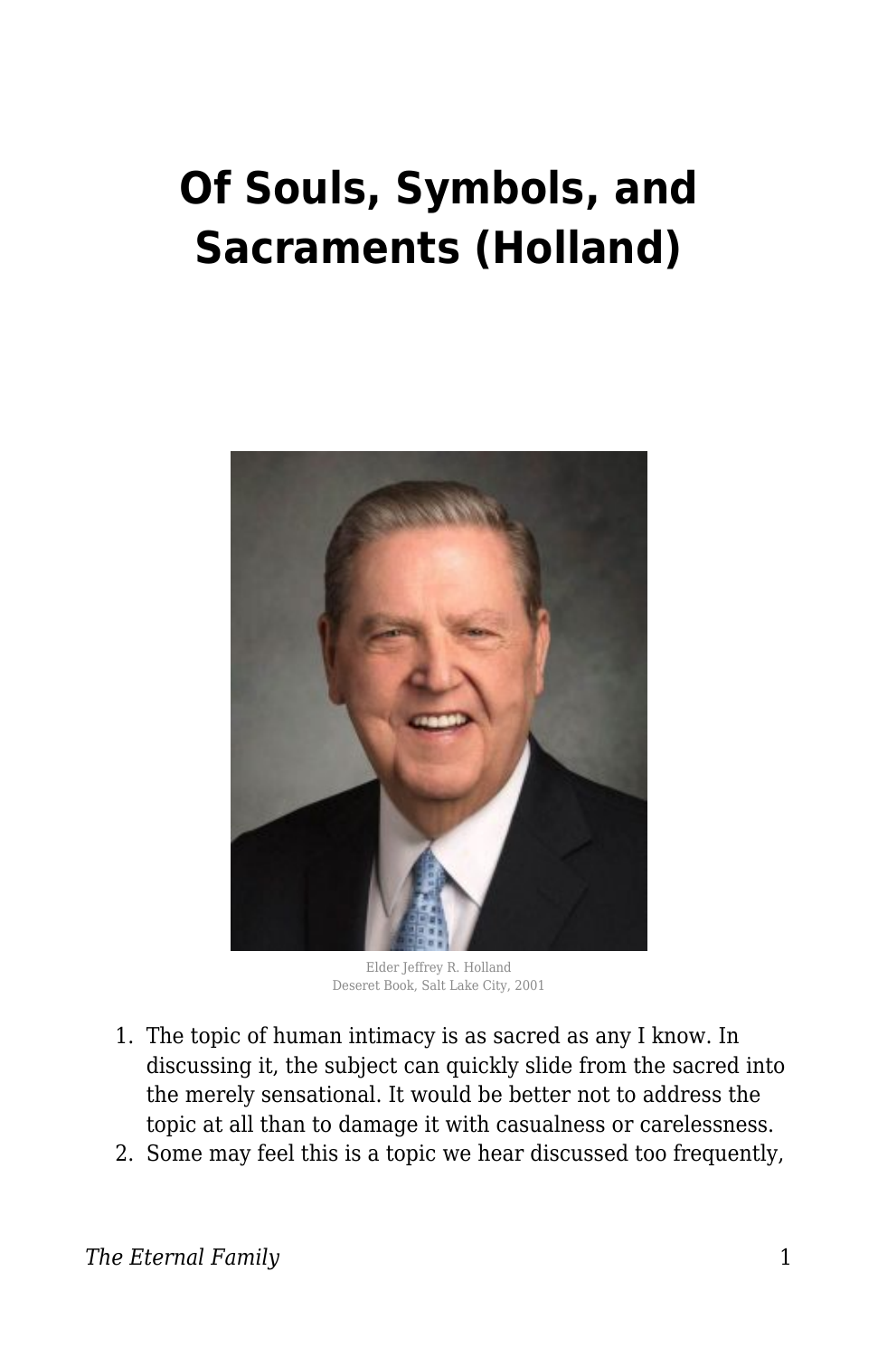# Of Souls, Symbols, and Sacraments (Holland)

Elder Jeffrey R. Holland
Deseret Book, Salt Lake City, 2001

1. The topic of human intimacy is as sacred as any I know. In discussing it, the subject can quickly slide from the sacred into the merely sensational. It would be better not to address the topic at all than to damage it with casualness or carelessness.
2. Some may feel this is a topic we hear discussed too frequently,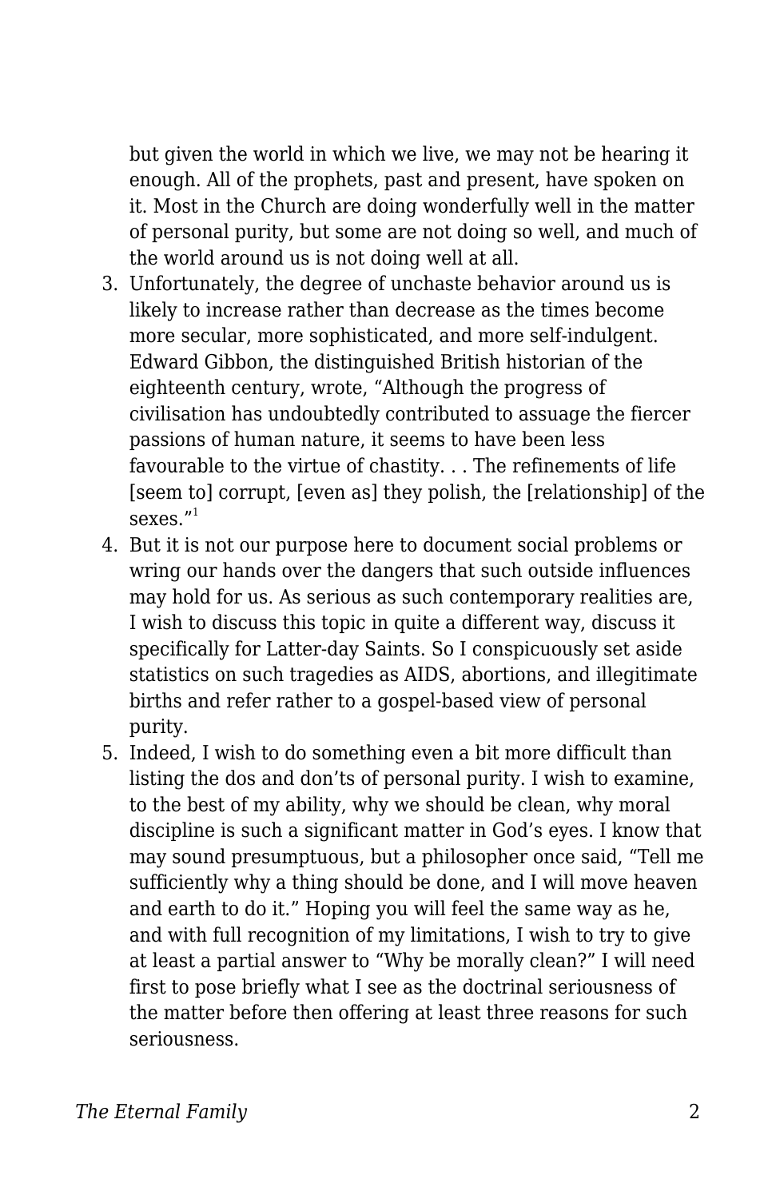but given the world in which we live, we may not be hearing it enough. All of the prophets, past and present, have spoken on it. Most in the Church are doing wonderfully well in the matter of personal purity, but some are not doing so well, and much of the world around us is not doing well at all.

3. Unfortunately, the degree of unchaste behavior around us is likely to increase rather than decrease as the times become more secular, more sophisticated, and more self-indulgent. Edward Gibbon, the distinguished British historian of the eighteenth century, wrote, “Although the progress of civilisation has undoubtedly contributed to assuage the fiercer passions of human nature, it seems to have been less favourable to the virtue of chastity. . . The refinements of life [seem to] corrupt, [even as] they polish, the [relationship] of the sexes.”[1]
4. But it is not our purpose here to document social problems or wring our hands over the dangers that such outside influences may hold for us. As serious as such contemporary realities are, I wish to discuss this topic in quite a different way, discuss it specifically for Latter-day Saints. So I conspicuously set aside statistics on such tragedies as AIDS, abortions, and illegitimate births and refer rather to a gospel-based view of personal purity.
5. Indeed, I wish to do something even a bit more difficult than listing the dos and don’ts of personal purity. I wish to examine, to the best of my ability, why we should be clean, why moral discipline is such a significant matter in God’s eyes. I know that may sound presumptuous, but a philosopher once said, “Tell me sufficiently why a thing should be done, and I will move heaven and earth to do it.” Hoping you will feel the same way as he, and with full recognition of my limitations, I wish to try to give at least a partial answer to “Why be morally clean?” I will need first to pose briefly what I see as the doctrinal seriousness of the matter before then offering at least three reasons for such seriousness.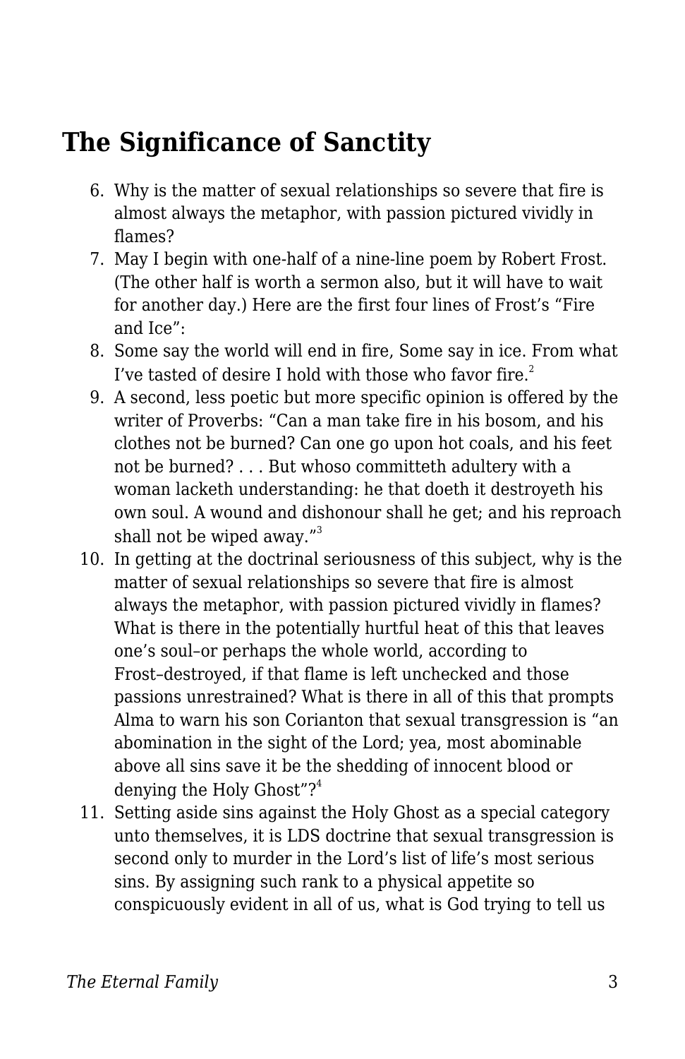## The Significance of Sanctity

6. Why is the matter of sexual relationships so severe that fire is almost always the metaphor, with passion pictured vividly in flames?
7. May I begin with one-half of a nine-line poem by Robert Frost. (The other half is worth a sermon also, but it will have to wait for another day.) Here are the first four lines of Frost's "Fire and Ice":
8. Some say the world will end in fire, Some say in ice. From what I've tasted of desire I hold with those who favor fire.[2]
9. A second, less poetic but more specific opinion is offered by the writer of Proverbs: "Can a man take fire in his bosom, and his clothes not be burned? Can one go upon hot coals, and his feet not be burned? . . . But whoso committeth adultery with a woman lacketh understanding: he that doeth it destroyeth his own soul. A wound and dishonour shall he get; and his reproach shall not be wiped away."[3]
10. In getting at the doctrinal seriousness of this subject, why is the matter of sexual relationships so severe that fire is almost always the metaphor, with passion pictured vividly in flames? What is there in the potentially hurtful heat of this that leaves one's soul–or perhaps the whole world, according to Frost–destroyed, if that flame is left unchecked and those passions unrestrained? What is there in all of this that prompts Alma to warn his son Corianton that sexual transgression is "an abomination in the sight of the Lord; yea, most abominable above all sins save it be the shedding of innocent blood or denying the Holy Ghost"?[4]
11. Setting aside sins against the Holy Ghost as a special category unto themselves, it is LDS doctrine that sexual transgression is second only to murder in the Lord's list of life's most serious sins. By assigning such rank to a physical appetite so conspicuously evident in all of us, what is God trying to tell us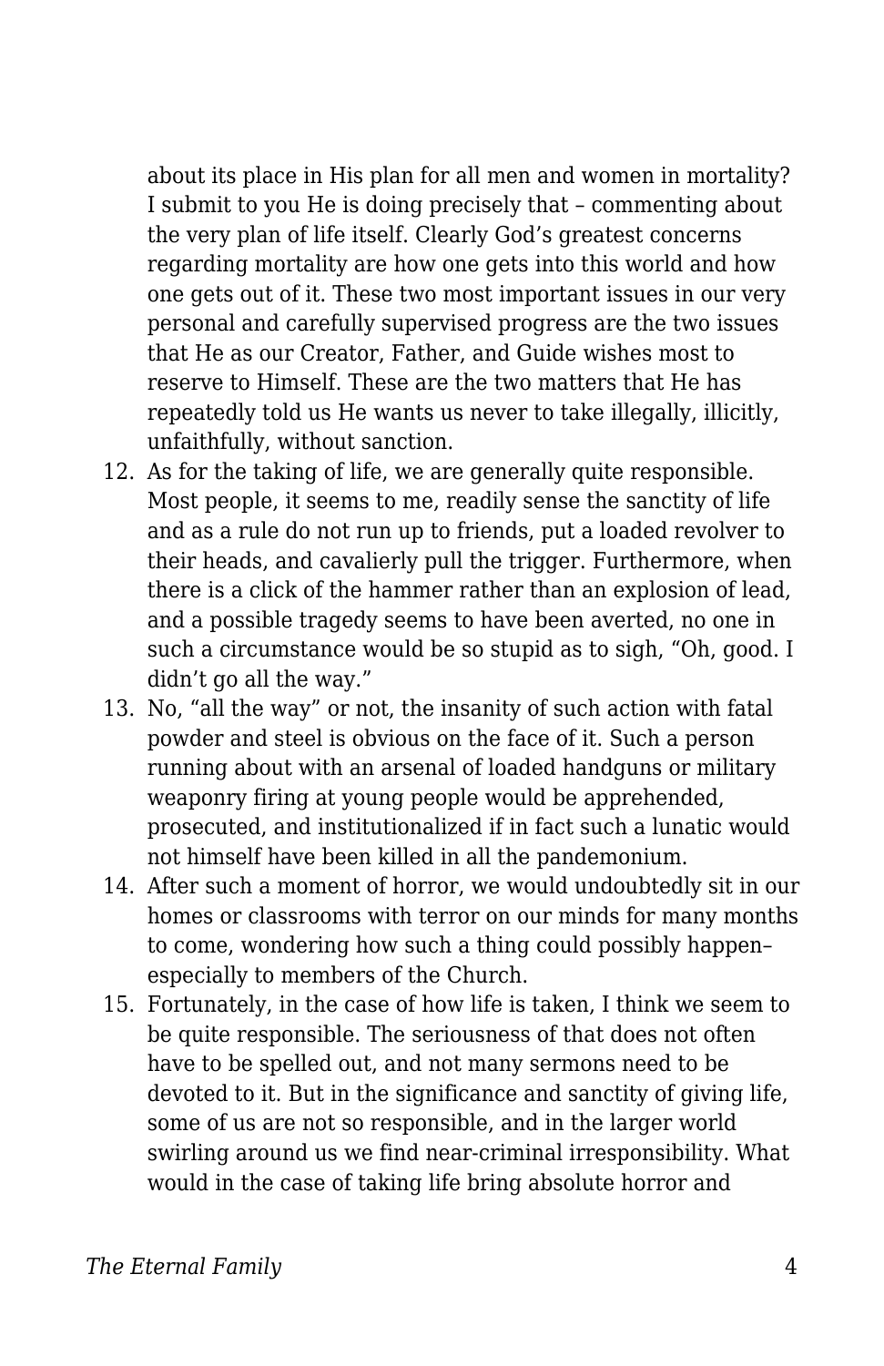about its place in His plan for all men and women in mortality? I submit to you He is doing precisely that – commenting about the very plan of life itself. Clearly God's greatest concerns regarding mortality are how one gets into this world and how one gets out of it. These two most important issues in our very personal and carefully supervised progress are the two issues that He as our Creator, Father, and Guide wishes most to reserve to Himself. These are the two matters that He has repeatedly told us He wants us never to take illegally, illicitly, unfaithfully, without sanction.

12. As for the taking of life, we are generally quite responsible. Most people, it seems to me, readily sense the sanctity of life and as a rule do not run up to friends, put a loaded revolver to their heads, and cavalierly pull the trigger. Furthermore, when there is a click of the hammer rather than an explosion of lead, and a possible tragedy seems to have been averted, no one in such a circumstance would be so stupid as to sigh, "Oh, good. I didn't go all the way."
13. No, "all the way" or not, the insanity of such action with fatal powder and steel is obvious on the face of it. Such a person running about with an arsenal of loaded handguns or military weaponry firing at young people would be apprehended, prosecuted, and institutionalized if in fact such a lunatic would not himself have been killed in all the pandemonium.
14. After such a moment of horror, we would undoubtedly sit in our homes or classrooms with terror on our minds for many months to come, wondering how such a thing could possibly happen–especially to members of the Church.
15. Fortunately, in the case of how life is taken, I think we seem to be quite responsible. The seriousness of that does not often have to be spelled out, and not many sermons need to be devoted to it. But in the significance and sanctity of giving life, some of us are not so responsible, and in the larger world swirling around us we find near-criminal irresponsibility. What would in the case of taking life bring absolute horror and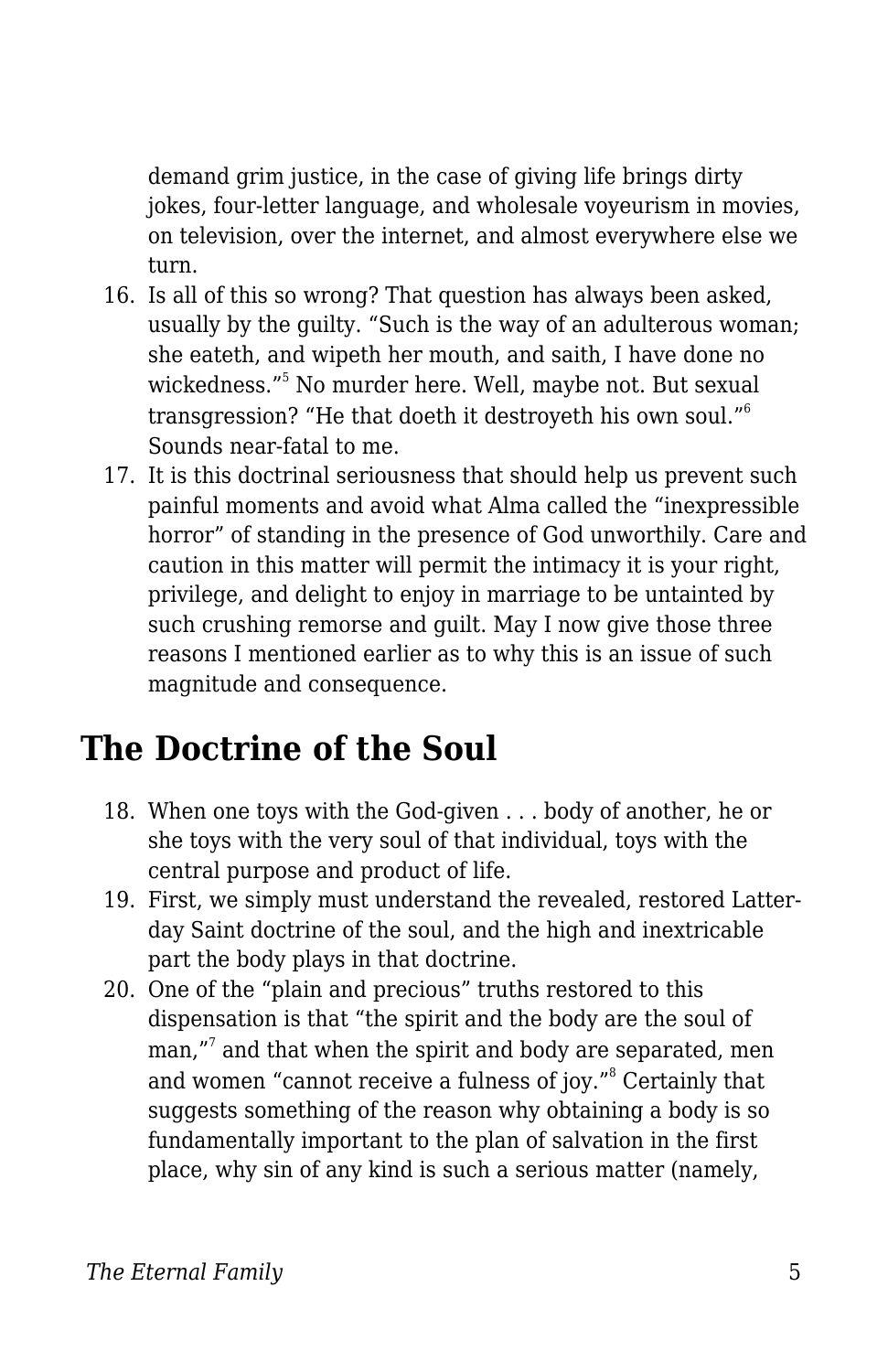demand grim justice, in the case of giving life brings dirty jokes, four-letter language, and wholesale voyeurism in movies, on television, over the internet, and almost everywhere else we turn.

16. Is all of this so wrong? That question has always been asked, usually by the guilty. “Such is the way of an adulterous woman; she eateth, and wipeth her mouth, and saith, I have done no wickedness.”[5] No murder here. Well, maybe not. But sexual transgression? “He that doeth it destroyeth his own soul.”[6] Sounds near-fatal to me.
17. It is this doctrinal seriousness that should help us prevent such painful moments and avoid what Alma called the “inexpressible horror” of standing in the presence of God unworthily. Care and caution in this matter will permit the intimacy it is your right, privilege, and delight to enjoy in marriage to be untainted by such crushing remorse and guilt. May I now give those three reasons I mentioned earlier as to why this is an issue of such magnitude and consequence.

## The Doctrine of the Soul

18. When one toys with the God-given . . . body of another, he or she toys with the very soul of that individual, toys with the central purpose and product of life.
19. First, we simply must understand the revealed, restored Latter-day Saint doctrine of the soul, and the high and inextricable part the body plays in that doctrine.
20. One of the “plain and precious” truths restored to this dispensation is that “the spirit and the body are the soul of man,”[7] and that when the spirit and body are separated, men and women “cannot receive a fulness of joy.”[8] Certainly that suggests something of the reason why obtaining a body is so fundamentally important to the plan of salvation in the first place, why sin of any kind is such a serious matter (namely,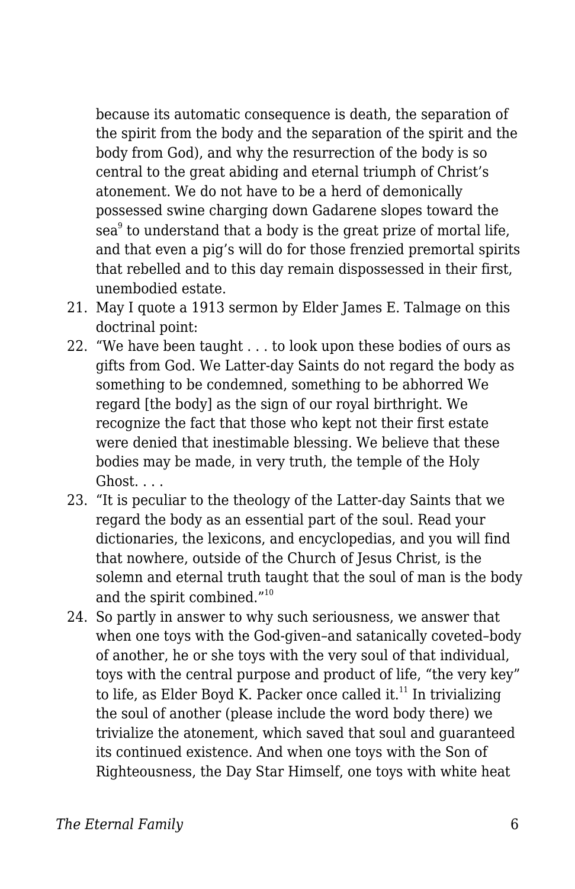because its automatic consequence is death, the separation of the spirit from the body and the separation of the spirit and the body from God), and why the resurrection of the body is so central to the great abiding and eternal triumph of Christ's atonement. We do not have to be a herd of demonically possessed swine charging down Gadarene slopes toward the sea[9] to understand that a body is the great prize of mortal life, and that even a pig's will do for those frenzied premortal spirits that rebelled and to this day remain dispossessed in their first, unembodied estate.

21. May I quote a 1913 sermon by Elder James E. Talmage on this doctrinal point:
22. "We have been taught . . . to look upon these bodies of ours as gifts from God. We Latter-day Saints do not regard the body as something to be condemned, something to be abhorred We regard [the body] as the sign of our royal birthright. We recognize the fact that those who kept not their first estate were denied that inestimable blessing. We believe that these bodies may be made, in very truth, the temple of the Holy Ghost. . . .
23. "It is peculiar to the theology of the Latter-day Saints that we regard the body as an essential part of the soul. Read your dictionaries, the lexicons, and encyclopedias, and you will find that nowhere, outside of the Church of Jesus Christ, is the solemn and eternal truth taught that the soul of man is the body and the spirit combined."[10]
24. So partly in answer to why such seriousness, we answer that when one toys with the God-given–and satanically coveted–body of another, he or she toys with the very soul of that individual, toys with the central purpose and product of life, "the very key" to life, as Elder Boyd K. Packer once called it.[11] In trivializing the soul of another (please include the word body there) we trivialize the atonement, which saved that soul and guaranteed its continued existence. And when one toys with the Son of Righteousness, the Day Star Himself, one toys with white heat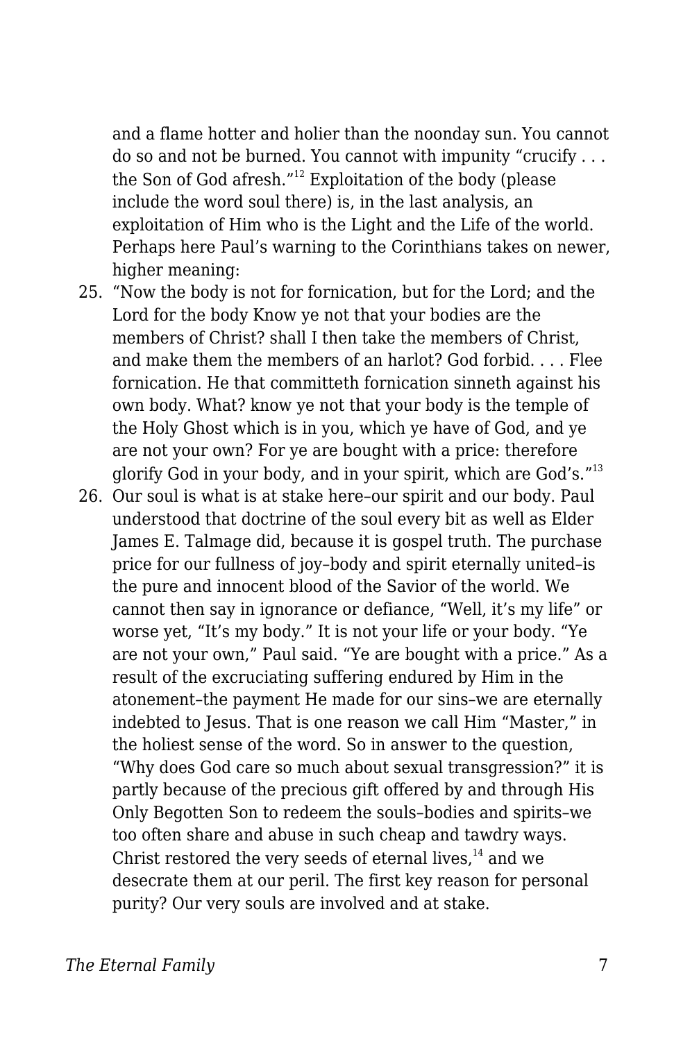and a flame hotter and holier than the noonday sun. You cannot do so and not be burned. You cannot with impunity "crucify . . . the Son of God afresh."[12] Exploitation of the body (please include the word soul there) is, in the last analysis, an exploitation of Him who is the Light and the Life of the world. Perhaps here Paul's warning to the Corinthians takes on newer, higher meaning:

25. "Now the body is not for fornication, but for the Lord; and the Lord for the body Know ye not that your bodies are the members of Christ? shall I then take the members of Christ, and make them the members of an harlot? God forbid. . . . Flee fornication. He that committeth fornication sinneth against his own body. What? know ye not that your body is the temple of the Holy Ghost which is in you, which ye have of God, and ye are not your own? For ye are bought with a price: therefore glorify God in your body, and in your spirit, which are God's."[13]
26. Our soul is what is at stake here–our spirit and our body. Paul understood that doctrine of the soul every bit as well as Elder James E. Talmage did, because it is gospel truth. The purchase price for our fullness of joy–body and spirit eternally united–is the pure and innocent blood of the Savior of the world. We cannot then say in ignorance or defiance, "Well, it's my life" or worse yet, "It's my body." It is not your life or your body. "Ye are not your own," Paul said. "Ye are bought with a price." As a result of the excruciating suffering endured by Him in the atonement–the payment He made for our sins–we are eternally indebted to Jesus. That is one reason we call Him "Master," in the holiest sense of the word. So in answer to the question, "Why does God care so much about sexual transgression?" it is partly because of the precious gift offered by and through His Only Begotten Son to redeem the souls–bodies and spirits–we too often share and abuse in such cheap and tawdry ways. Christ restored the very seeds of eternal lives,[14] and we desecrate them at our peril. The first key reason for personal purity? Our very souls are involved and at stake.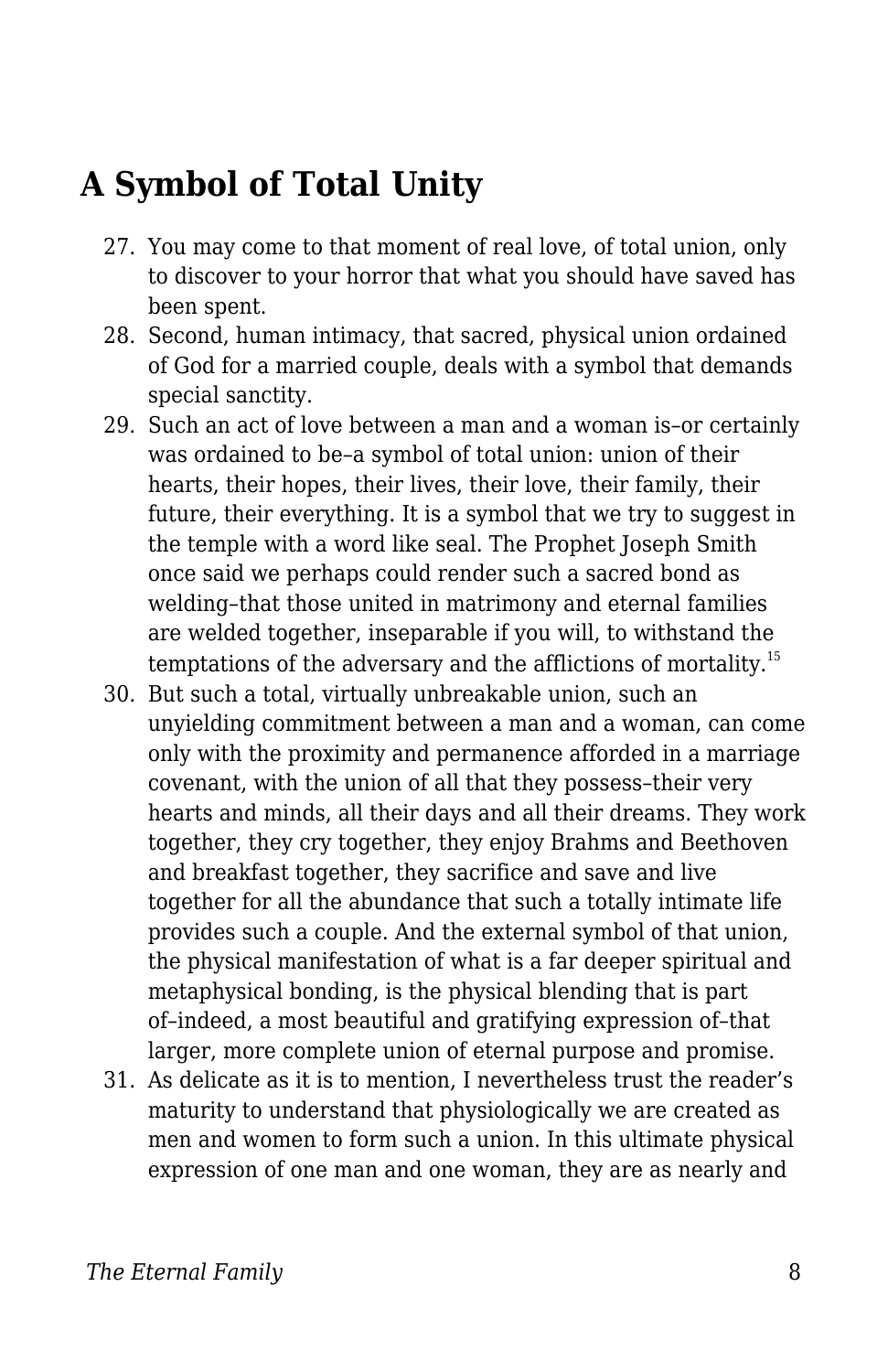## A Symbol of Total Unity

27. You may come to that moment of real love, of total union, only to discover to your horror that what you should have saved has been spent.
28. Second, human intimacy, that sacred, physical union ordained of God for a married couple, deals with a symbol that demands special sanctity.
29. Such an act of love between a man and a woman is–or certainly was ordained to be–a symbol of total union: union of their hearts, their hopes, their lives, their love, their family, their future, their everything. It is a symbol that we try to suggest in the temple with a word like seal. The Prophet Joseph Smith once said we perhaps could render such a sacred bond as welding–that those united in matrimony and eternal families are welded together, inseparable if you will, to withstand the temptations of the adversary and the afflictions of mortality.[15]
30. But such a total, virtually unbreakable union, such an unyielding commitment between a man and a woman, can come only with the proximity and permanence afforded in a marriage covenant, with the union of all that they possess–their very hearts and minds, all their days and all their dreams. They work together, they cry together, they enjoy Brahms and Beethoven and breakfast together, they sacrifice and save and live together for all the abundance that such a totally intimate life provides such a couple. And the external symbol of that union, the physical manifestation of what is a far deeper spiritual and metaphysical bonding, is the physical blending that is part of–indeed, a most beautiful and gratifying expression of–that larger, more complete union of eternal purpose and promise.
31. As delicate as it is to mention, I nevertheless trust the reader's maturity to understand that physiologically we are created as men and women to form such a union. In this ultimate physical expression of one man and one woman, they are as nearly and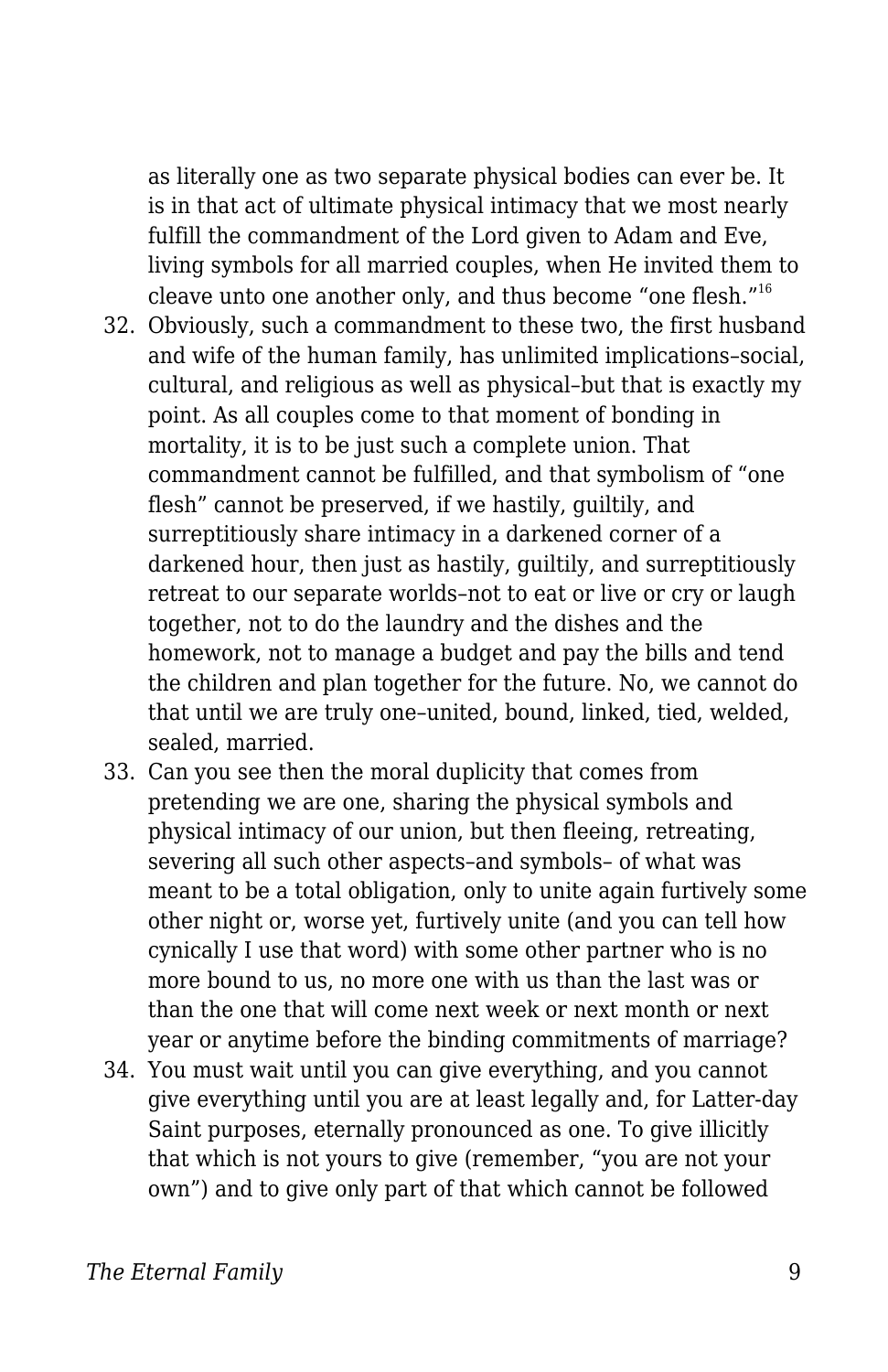as literally one as two separate physical bodies can ever be. It is in that act of ultimate physical intimacy that we most nearly fulfill the commandment of the Lord given to Adam and Eve, living symbols for all married couples, when He invited them to cleave unto one another only, and thus become “one flesh.”[16]

32. Obviously, such a commandment to these two, the first husband and wife of the human family, has unlimited implications–social, cultural, and religious as well as physical–but that is exactly my point. As all couples come to that moment of bonding in mortality, it is to be just such a complete union. That commandment cannot be fulfilled, and that symbolism of “one flesh” cannot be preserved, if we hastily, guiltily, and surreptitiously share intimacy in a darkened corner of a darkened hour, then just as hastily, guiltily, and surreptitiously retreat to our separate worlds–not to eat or live or cry or laugh together, not to do the laundry and the dishes and the homework, not to manage a budget and pay the bills and tend the children and plan together for the future. No, we cannot do that until we are truly one–united, bound, linked, tied, welded, sealed, married.
33. Can you see then the moral duplicity that comes from pretending we are one, sharing the physical symbols and physical intimacy of our union, but then fleeing, retreating, severing all such other aspects–and symbols– of what was meant to be a total obligation, only to unite again furtively some other night or, worse yet, furtively unite (and you can tell how cynically I use that word) with some other partner who is no more bound to us, no more one with us than the last was or than the one that will come next week or next month or next year or anytime before the binding commitments of marriage?
34. You must wait until you can give everything, and you cannot give everything until you are at least legally and, for Latter-day Saint purposes, eternally pronounced as one. To give illicitly that which is not yours to give (remember, “you are not your own”) and to give only part of that which cannot be followed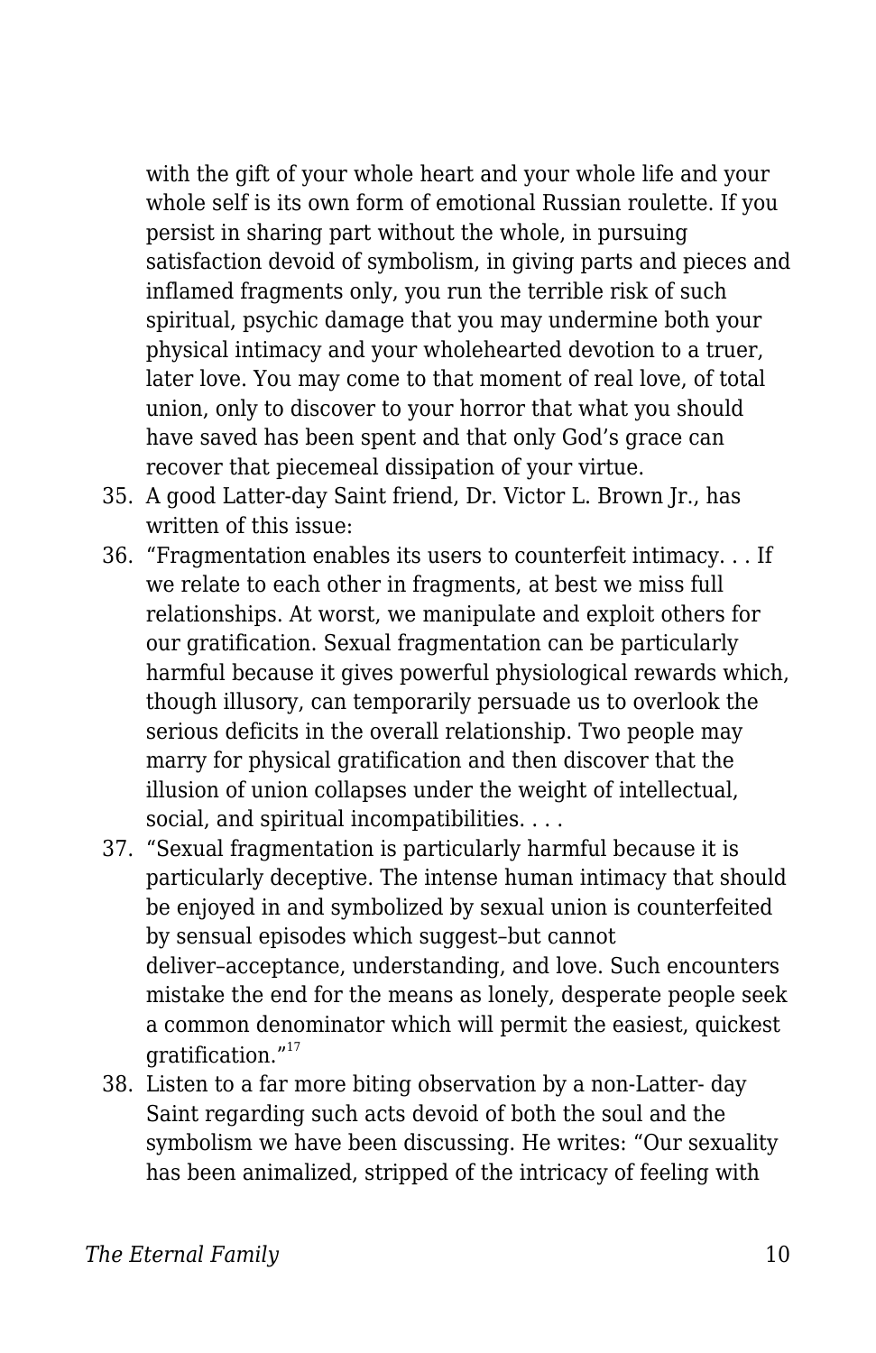with the gift of your whole heart and your whole life and your whole self is its own form of emotional Russian roulette. If you persist in sharing part without the whole, in pursuing satisfaction devoid of symbolism, in giving parts and pieces and inflamed fragments only, you run the terrible risk of such spiritual, psychic damage that you may undermine both your physical intimacy and your wholehearted devotion to a truer, later love. You may come to that moment of real love, of total union, only to discover to your horror that what you should have saved has been spent and that only God's grace can recover that piecemeal dissipation of your virtue.

35. A good Latter-day Saint friend, Dr. Victor L. Brown Jr., has written of this issue:
36. "Fragmentation enables its users to counterfeit intimacy. . . If we relate to each other in fragments, at best we miss full relationships. At worst, we manipulate and exploit others for our gratification. Sexual fragmentation can be particularly harmful because it gives powerful physiological rewards which, though illusory, can temporarily persuade us to overlook the serious deficits in the overall relationship. Two people may marry for physical gratification and then discover that the illusion of union collapses under the weight of intellectual, social, and spiritual incompatibilities. . . .
37. "Sexual fragmentation is particularly harmful because it is particularly deceptive. The intense human intimacy that should be enjoyed in and symbolized by sexual union is counterfeited by sensual episodes which suggest–but cannot deliver–acceptance, understanding, and love. Such encounters mistake the end for the means as lonely, desperate people seek a common denominator which will permit the easiest, quickest gratification."[17]
38. Listen to a far more biting observation by a non-Latter- day Saint regarding such acts devoid of both the soul and the symbolism we have been discussing. He writes: "Our sexuality has been animalized, stripped of the intricacy of feeling with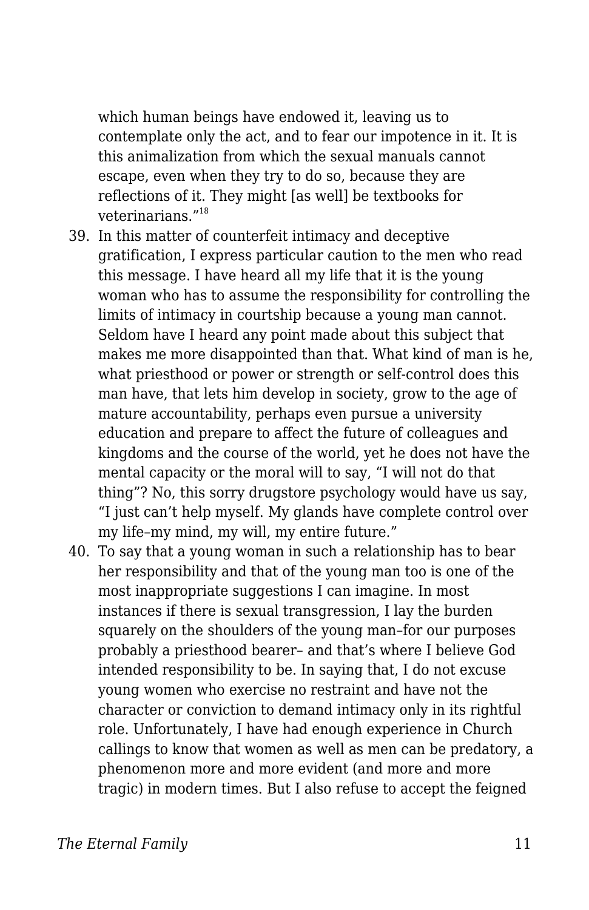which human beings have endowed it, leaving us to contemplate only the act, and to fear our impotence in it. It is this animalization from which the sexual manuals cannot escape, even when they try to do so, because they are reflections of it. They might [as well] be textbooks for veterinarians."[18]

39. In this matter of counterfeit intimacy and deceptive gratification, I express particular caution to the men who read this message. I have heard all my life that it is the young woman who has to assume the responsibility for controlling the limits of intimacy in courtship because a young man cannot. Seldom have I heard any point made about this subject that makes me more disappointed than that. What kind of man is he, what priesthood or power or strength or self-control does this man have, that lets him develop in society, grow to the age of mature accountability, perhaps even pursue a university education and prepare to affect the future of colleagues and kingdoms and the course of the world, yet he does not have the mental capacity or the moral will to say, "I will not do that thing"? No, this sorry drugstore psychology would have us say, "I just can't help myself. My glands have complete control over my life–my mind, my will, my entire future."
40. To say that a young woman in such a relationship has to bear her responsibility and that of the young man too is one of the most inappropriate suggestions I can imagine. In most instances if there is sexual transgression, I lay the burden squarely on the shoulders of the young man–for our purposes probably a priesthood bearer– and that's where I believe God intended responsibility to be. In saying that, I do not excuse young women who exercise no restraint and have not the character or conviction to demand intimacy only in its rightful role. Unfortunately, I have had enough experience in Church callings to know that women as well as men can be predatory, a phenomenon more and more evident (and more and more tragic) in modern times. But I also refuse to accept the feigned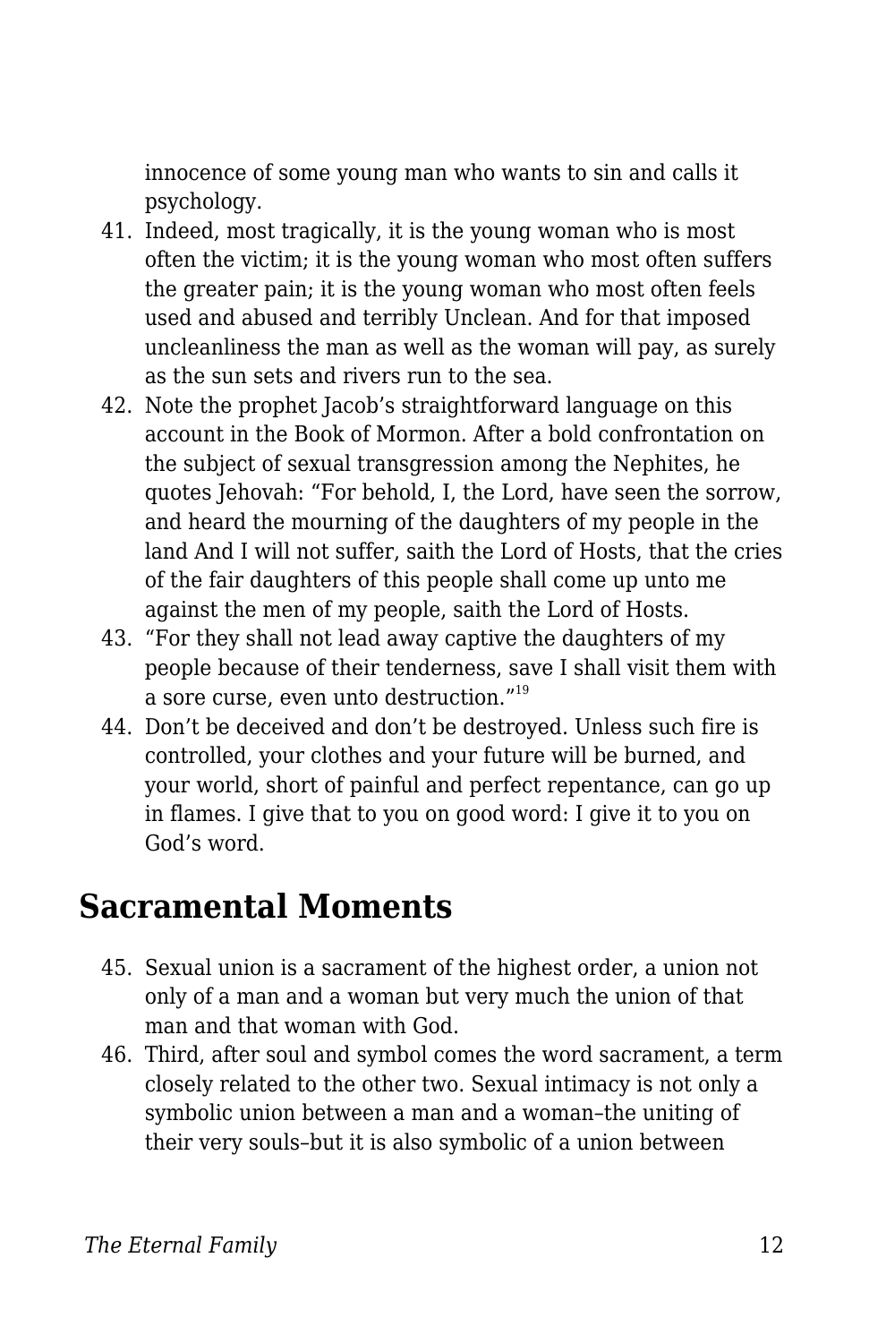innocence of some young man who wants to sin and calls it psychology.

41. Indeed, most tragically, it is the young woman who is most often the victim; it is the young woman who most often suffers the greater pain; it is the young woman who most often feels used and abused and terribly Unclean. And for that imposed uncleanliness the man as well as the woman will pay, as surely as the sun sets and rivers run to the sea.
42. Note the prophet Jacob's straightforward language on this account in the Book of Mormon. After a bold confrontation on the subject of sexual transgression among the Nephites, he quotes Jehovah: "For behold, I, the Lord, have seen the sorrow, and heard the mourning of the daughters of my people in the land And I will not suffer, saith the Lord of Hosts, that the cries of the fair daughters of this people shall come up unto me against the men of my people, saith the Lord of Hosts.
43. "For they shall not lead away captive the daughters of my people because of their tenderness, save I shall visit them with a sore curse, even unto destruction."[19]
44. Don't be deceived and don't be destroyed. Unless such fire is controlled, your clothes and your future will be burned, and your world, short of painful and perfect repentance, can go up in flames. I give that to you on good word: I give it to you on God's word.

## Sacramental Moments

45. Sexual union is a sacrament of the highest order, a union not only of a man and a woman but very much the union of that man and that woman with God.
46. Third, after soul and symbol comes the word sacrament, a term closely related to the other two. Sexual intimacy is not only a symbolic union between a man and a woman–the uniting of their very souls–but it is also symbolic of a union between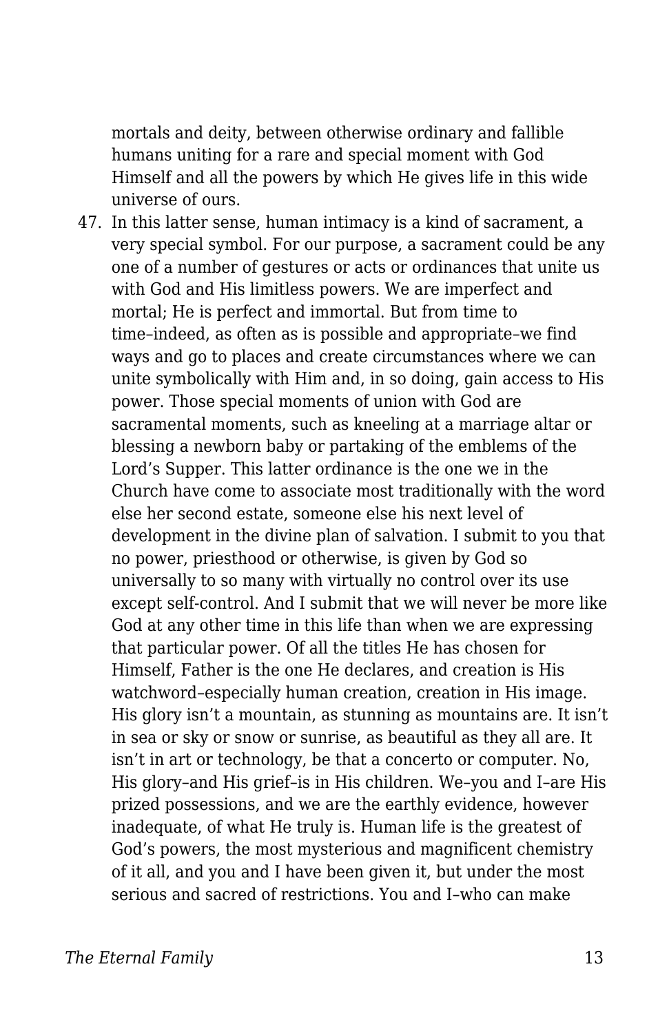mortals and deity, between otherwise ordinary and fallible humans uniting for a rare and special moment with God Himself and all the powers by which He gives life in this wide universe of ours.

47. In this latter sense, human intimacy is a kind of sacrament, a very special symbol. For our purpose, a sacrament could be any one of a number of gestures or acts or ordinances that unite us with God and His limitless powers. We are imperfect and mortal; He is perfect and immortal. But from time to time–indeed, as often as is possible and appropriate–we find ways and go to places and create circumstances where we can unite symbolically with Him and, in so doing, gain access to His power. Those special moments of union with God are sacramental moments, such as kneeling at a marriage altar or blessing a newborn baby or partaking of the emblems of the Lord's Supper. This latter ordinance is the one we in the Church have come to associate most traditionally with the word else her second estate, someone else his next level of development in the divine plan of salvation. I submit to you that no power, priesthood or otherwise, is given by God so universally to so many with virtually no control over its use except self-control. And I submit that we will never be more like God at any other time in this life than when we are expressing that particular power. Of all the titles He has chosen for Himself, Father is the one He declares, and creation is His watchword–especially human creation, creation in His image. His glory isn't a mountain, as stunning as mountains are. It isn't in sea or sky or snow or sunrise, as beautiful as they all are. It isn't in art or technology, be that a concerto or computer. No, His glory–and His grief–is in His children. We–you and I–are His prized possessions, and we are the earthly evidence, however inadequate, of what He truly is. Human life is the greatest of God's powers, the most mysterious and magnificent chemistry of it all, and you and I have been given it, but under the most serious and sacred of restrictions. You and I–who can make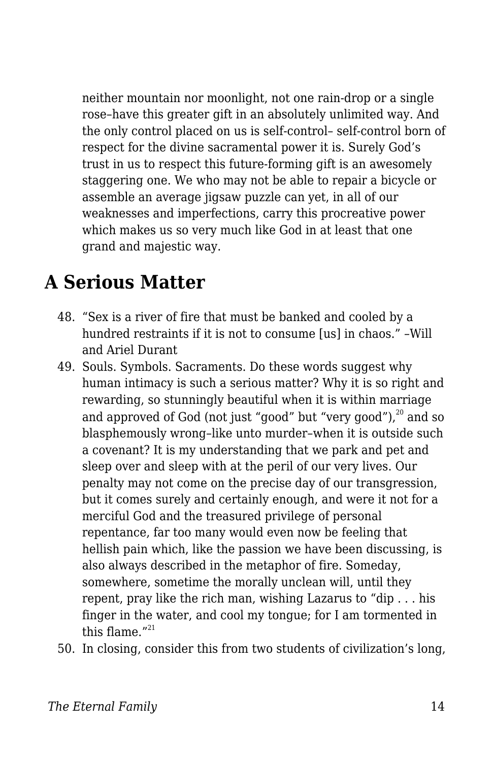neither mountain nor moonlight, not one rain-drop or a single rose–have this greater gift in an absolutely unlimited way. And the only control placed on us is self-control– self-control born of respect for the divine sacramental power it is. Surely God's trust in us to respect this future-forming gift is an awesomely staggering one. We who may not be able to repair a bicycle or assemble an average jigsaw puzzle can yet, in all of our weaknesses and imperfections, carry this procreative power which makes us so very much like God in at least that one grand and majestic way.

## A Serious Matter

48. "Sex is a river of fire that must be banked and cooled by a hundred restraints if it is not to consume [us] in chaos." –Will and Ariel Durant
49. Souls. Symbols. Sacraments. Do these words suggest why human intimacy is such a serious matter? Why it is so right and rewarding, so stunningly beautiful when it is within marriage and approved of God (not just "good" but "very good"),[20] and so blasphemously wrong–like unto murder–when it is outside such a covenant? It is my understanding that we park and pet and sleep over and sleep with at the peril of our very lives. Our penalty may not come on the precise day of our transgression, but it comes surely and certainly enough, and were it not for a merciful God and the treasured privilege of personal repentance, far too many would even now be feeling that hellish pain which, like the passion we have been discussing, is also always described in the metaphor of fire. Someday, somewhere, sometime the morally unclean will, until they repent, pray like the rich man, wishing Lazarus to "dip . . . his finger in the water, and cool my tongue; for I am tormented in this flame."[21]
50. In closing, consider this from two students of civilization's long,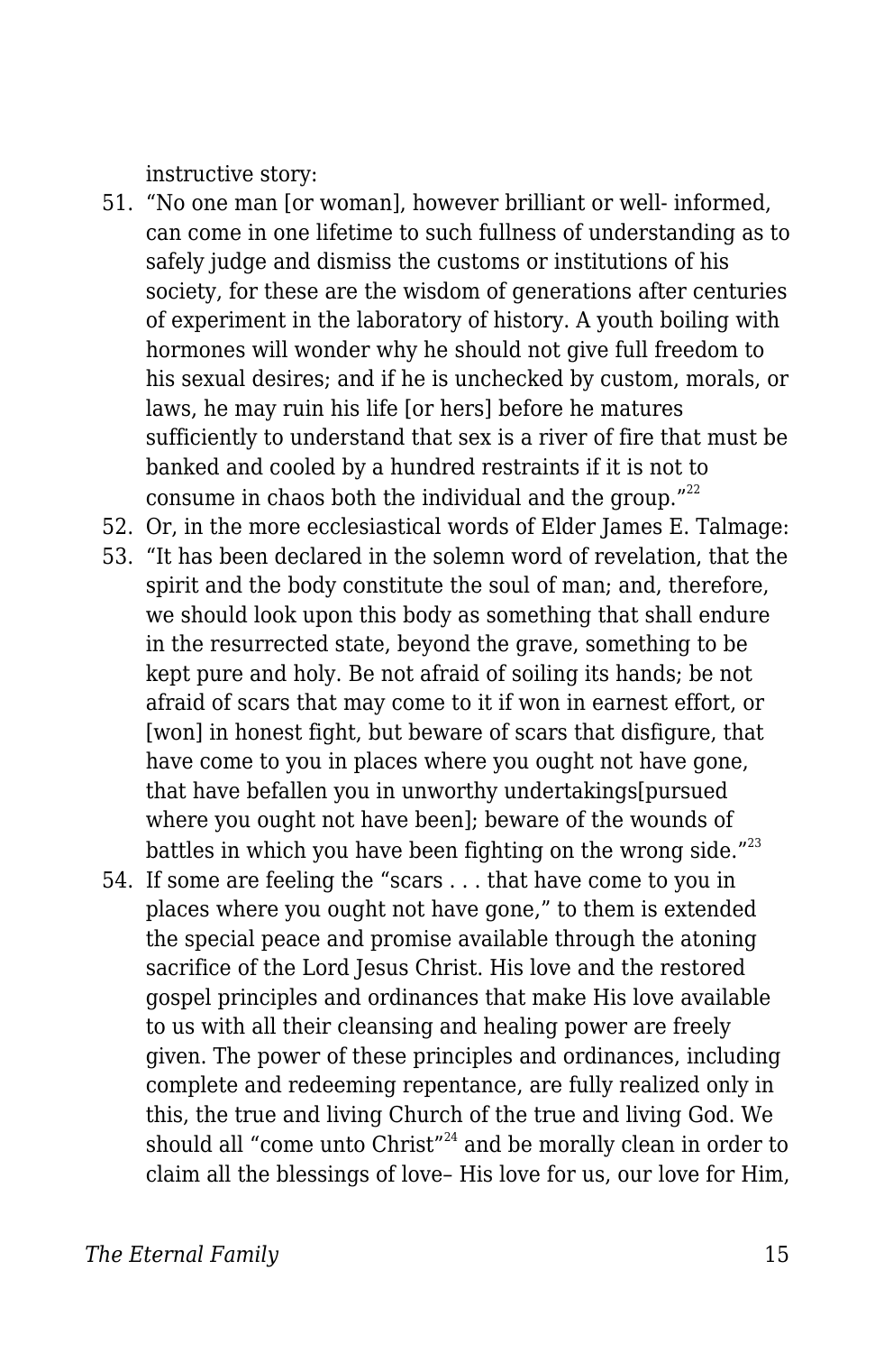instructive story:

51. “No one man [or woman], however brilliant or well- informed, can come in one lifetime to such fullness of understanding as to safely judge and dismiss the customs or institutions of his society, for these are the wisdom of generations after centuries of experiment in the laboratory of history. A youth boiling with hormones will wonder why he should not give full freedom to his sexual desires; and if he is unchecked by custom, morals, or laws, he may ruin his life [or hers] before he matures sufficiently to understand that sex is a river of fire that must be banked and cooled by a hundred restraints if it is not to consume in chaos both the individual and the group.”[22]
52. Or, in the more ecclesiastical words of Elder James E. Talmage:
53. “It has been declared in the solemn word of revelation, that the spirit and the body constitute the soul of man; and, therefore, we should look upon this body as something that shall endure in the resurrected state, beyond the grave, something to be kept pure and holy. Be not afraid of soiling its hands; be not afraid of scars that may come to it if won in earnest effort, or [won] in honest fight, but beware of scars that disfigure, that have come to you in places where you ought not have gone, that have befallen you in unworthy undertakings[pursued where you ought not have been]; beware of the wounds of battles in which you have been fighting on the wrong side.”[23]
54. If some are feeling the “scars . . . that have come to you in places where you ought not have gone,” to them is extended the special peace and promise available through the atoning sacrifice of the Lord Jesus Christ. His love and the restored gospel principles and ordinances that make His love available to us with all their cleansing and healing power are freely given. The power of these principles and ordinances, including complete and redeeming repentance, are fully realized only in this, the true and living Church of the true and living God. We should all “come unto Christ”[24] and be morally clean in order to claim all the blessings of love– His love for us, our love for Him,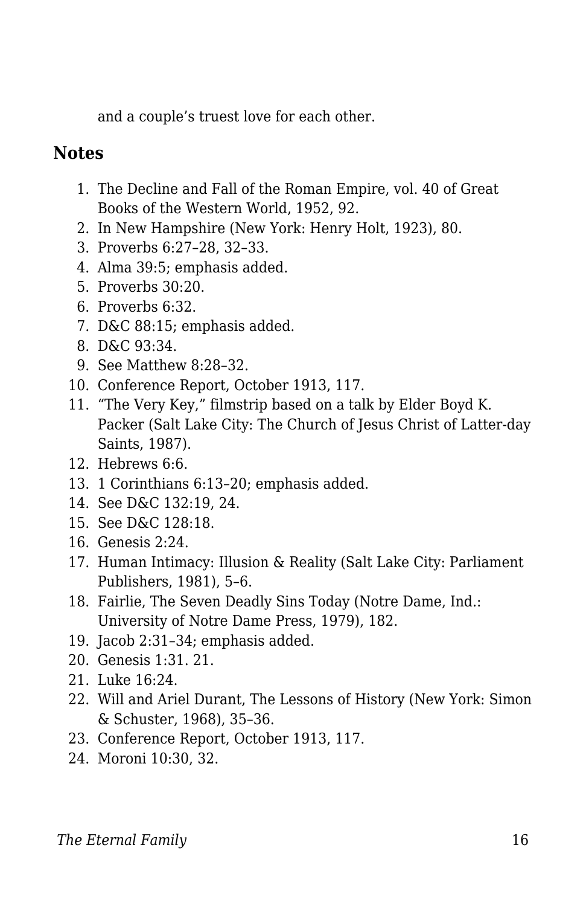and a couple's truest love for each other.

## Notes

1. The Decline and Fall of the Roman Empire, vol. 40 of Great Books of the Western World, 1952, 92.
2. In New Hampshire (New York: Henry Holt, 1923), 80.
3. Proverbs 6:27–28, 32–33.
4. Alma 39:5; emphasis added.
5. Proverbs 30:20.
6. Proverbs 6:32.
7. D&C 88:15; emphasis added.
8. D&C 93:34.
9. See Matthew 8:28–32.
10. Conference Report, October 1913, 117.
11. "The Very Key," filmstrip based on a talk by Elder Boyd K. Packer (Salt Lake City: The Church of Jesus Christ of Latter-day Saints, 1987).
12. Hebrews 6:6.
13. 1 Corinthians 6:13–20; emphasis added.
14. See D&C 132:19, 24.
15. See D&C 128:18.
16. Genesis 2:24.
17. Human Intimacy: Illusion & Reality (Salt Lake City: Parliament Publishers, 1981), 5–6.
18. Fairlie, The Seven Deadly Sins Today (Notre Dame, Ind.: University of Notre Dame Press, 1979), 182.
19. Jacob 2:31–34; emphasis added.
20. Genesis 1:31. 21.
21. Luke 16:24.
22. Will and Ariel Durant, The Lessons of History (New York: Simon & Schuster, 1968), 35–36.
23. Conference Report, October 1913, 117.
24. Moroni 10:30, 32.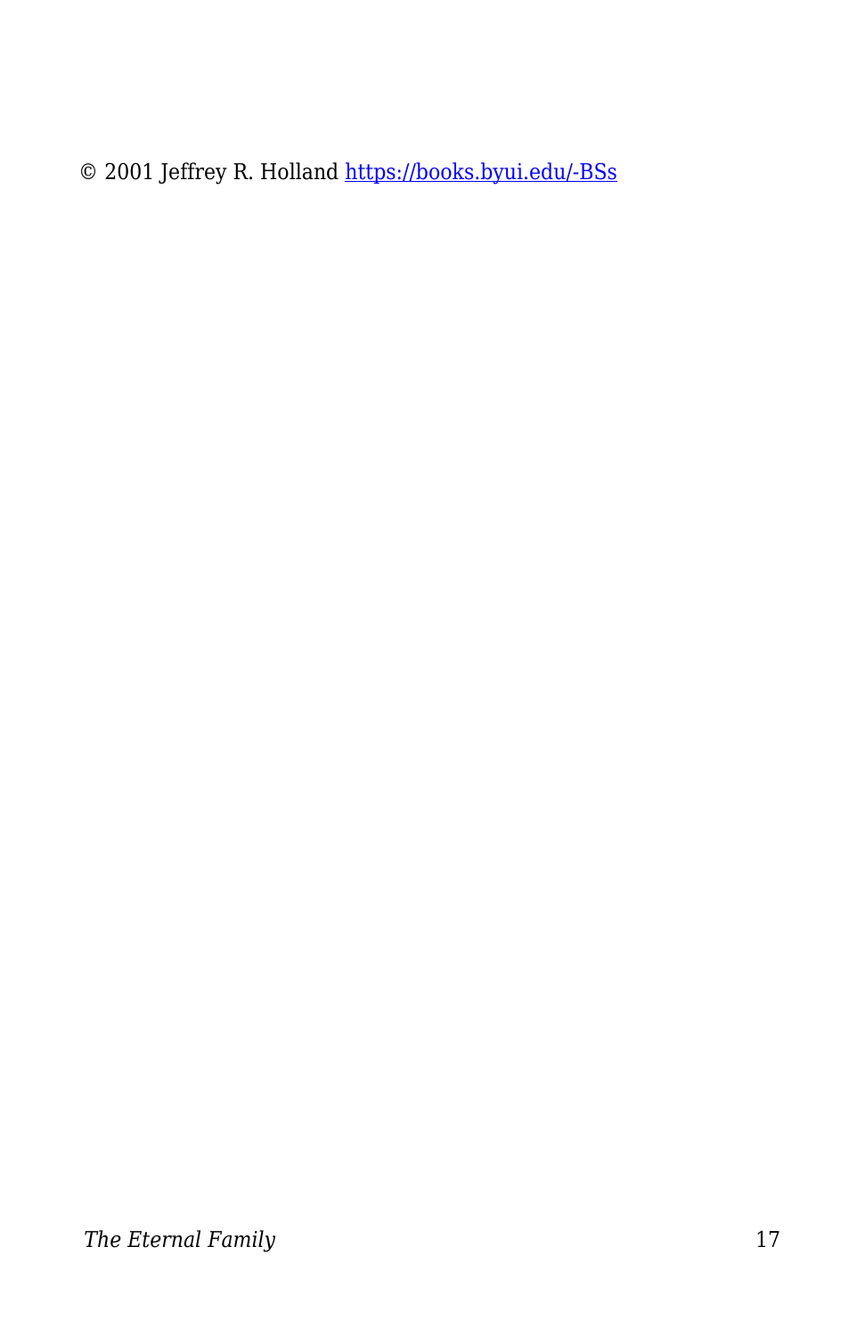© 2001 Jeffrey R. Holland [https://books.byui.edu/-BSs](https://books.byui.edu/-BSs)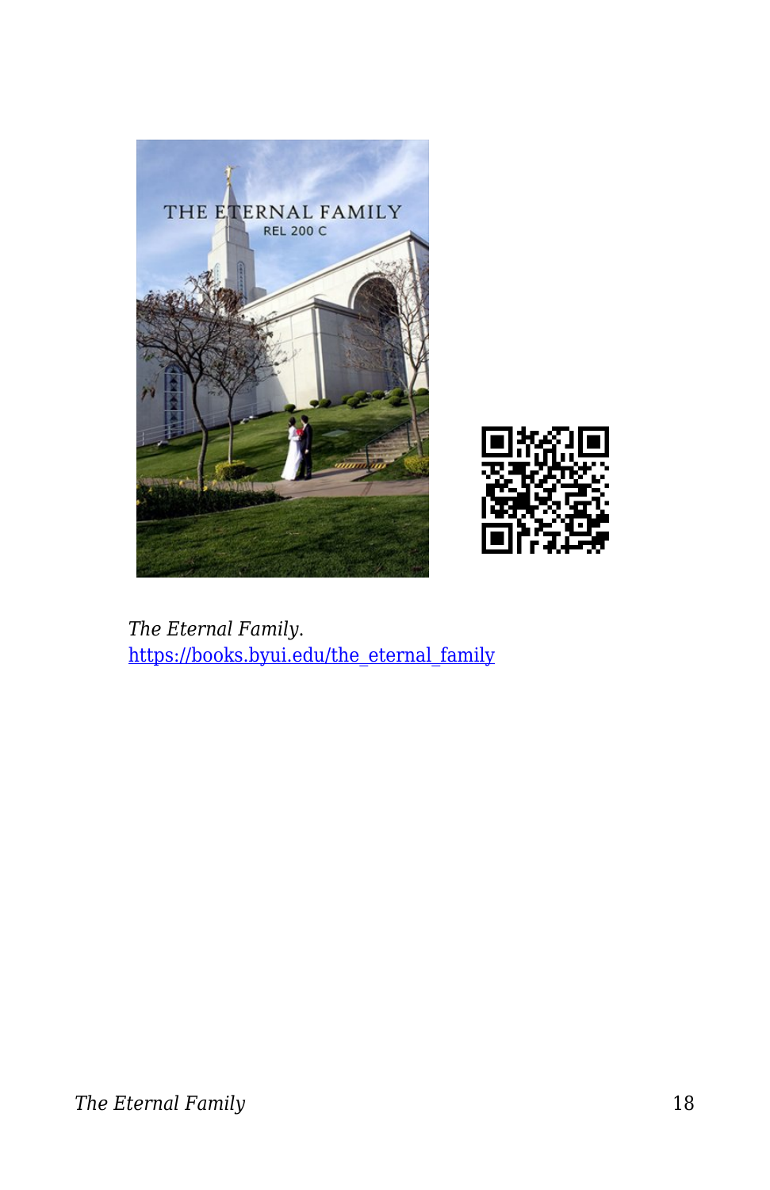*The Eternal Family.*
https://books.byui.edu/the_eternal_family